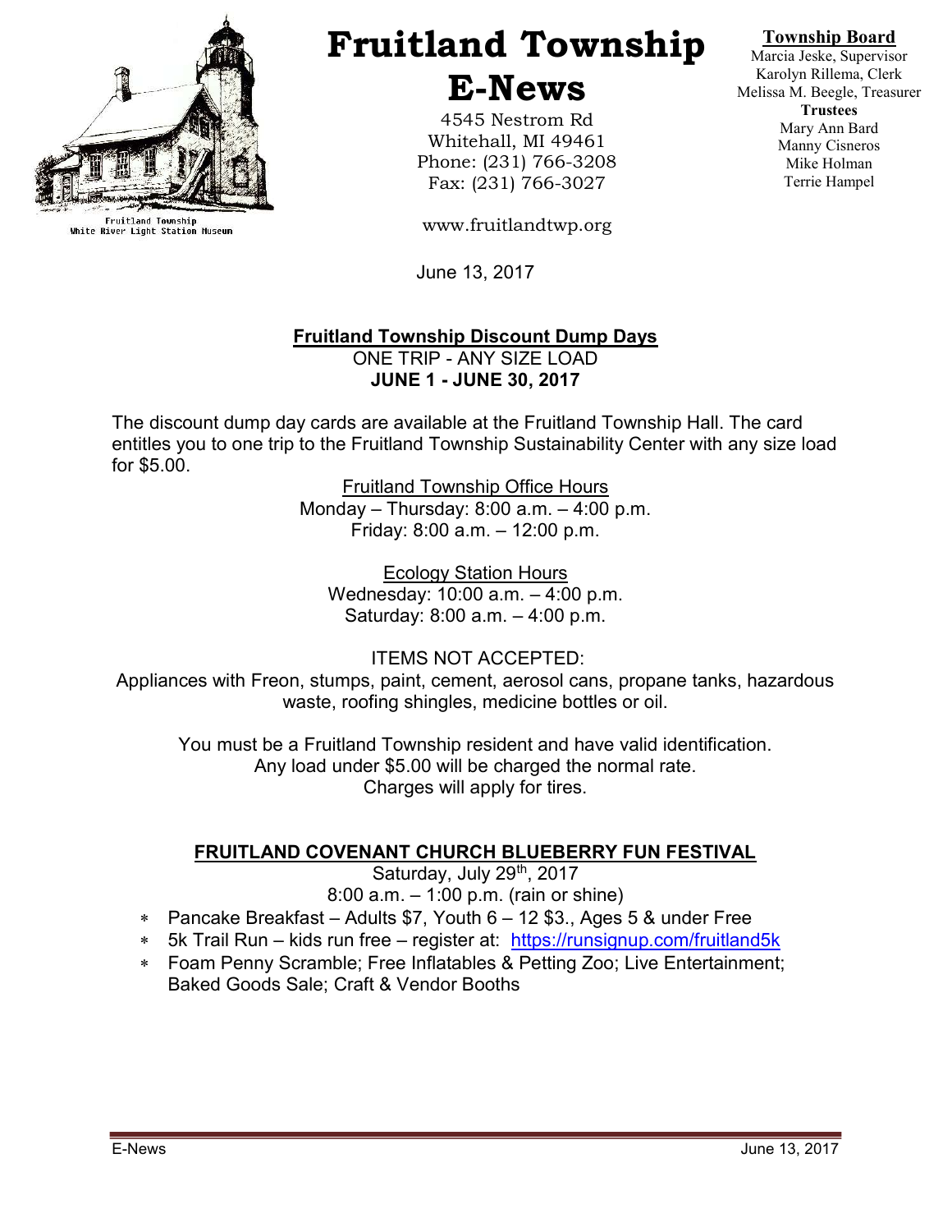Fruitland Township
White River Light Station Museum

# Fruitland Township E-News

4545 Nestrom Rd
Whitehall, MI 49461
Phone: (231) 766-3208
Fax: (231) 766-3027

www.fruitlandtwp.org

**Township Board**
Marcia Jeske, Supervisor
Karolyn Rillema, Clerk
Melissa M. Beegle, Treasurer
**Trustees**
Mary Ann Bard
Manny Cisneros
Mike Holman
Terrie Hampel

June 13, 2017

## Fruitland Township Discount Dump Days

ONE TRIP - ANY SIZE LOAD
**JUNE 1 - JUNE 30, 2017**

The discount dump day cards are available at the Fruitland Township Hall. The card entitles you to one trip to the Fruitland Township Sustainability Center with any size load for $5.00.

Fruitland Township Office Hours
Monday – Thursday: 8:00 a.m. – 4:00 p.m.
Friday: 8:00 a.m. – 12:00 p.m.

Ecology Station Hours
Wednesday: 10:00 a.m. – 4:00 p.m.
Saturday: 8:00 a.m. – 4:00 p.m.

ITEMS NOT ACCEPTED:
Appliances with Freon, stumps, paint, cement, aerosol cans, propane tanks, hazardous waste, roofing shingles, medicine bottles or oil.

You must be a Fruitland Township resident and have valid identification.
Any load under $5.00 will be charged the normal rate.
Charges will apply for tires.

## FRUITLAND COVENANT CHURCH BLUEBERRY FUN FESTIVAL

Saturday, July 29th, 2017
8:00 a.m. – 1:00 p.m. (rain or shine)

* Pancake Breakfast – Adults $7, Youth 6 – 12 $3., Ages 5 & under Free
* 5k Trail Run – kids run free – register at: https://runsignup.com/fruitland5k
* Foam Penny Scramble; Free Inflatables & Petting Zoo; Live Entertainment; Baked Goods Sale; Craft & Vendor Booths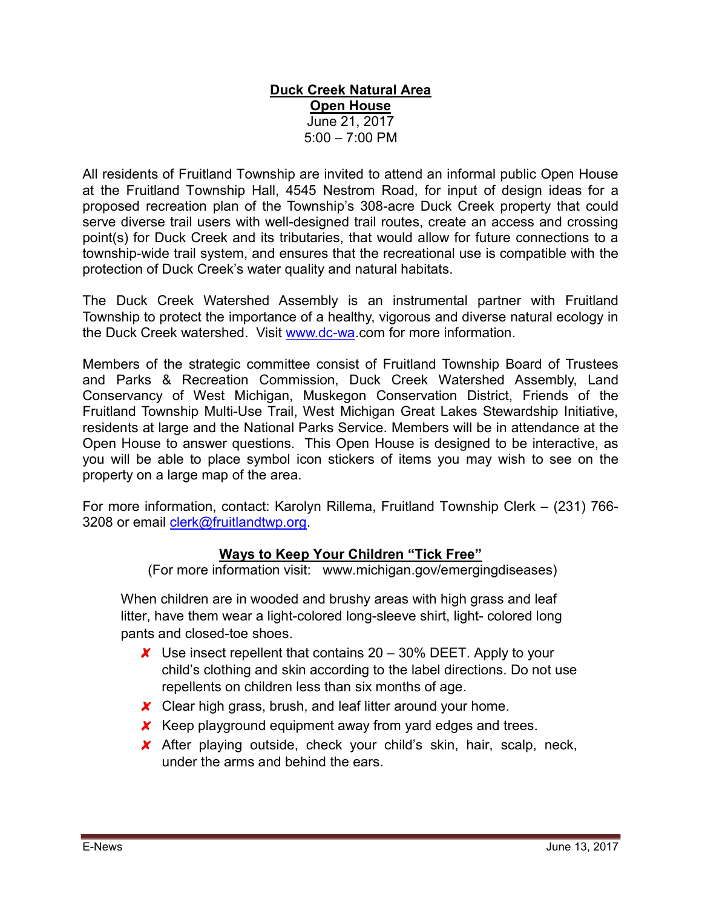## Duck Creek Natural Area
## Open House

June 21, 2017
5:00 – 7:00 PM

All residents of Fruitland Township are invited to attend an informal public Open House at the Fruitland Township Hall, 4545 Nestrom Road, for input of design ideas for a proposed recreation plan of the Township's 308-acre Duck Creek property that could serve diverse trail users with well-designed trail routes, create an access and crossing point(s) for Duck Creek and its tributaries, that would allow for future connections to a township-wide trail system, and ensures that the recreational use is compatible with the protection of Duck Creek's water quality and natural habitats.

The Duck Creek Watershed Assembly is an instrumental partner with Fruitland Township to protect the importance of a healthy, vigorous and diverse natural ecology in the Duck Creek watershed. Visit www.dc-wa.com for more information.

Members of the strategic committee consist of Fruitland Township Board of Trustees and Parks & Recreation Commission, Duck Creek Watershed Assembly, Land Conservancy of West Michigan, Muskegon Conservation District, Friends of the Fruitland Township Multi-Use Trail, West Michigan Great Lakes Stewardship Initiative, residents at large and the National Parks Service. Members will be in attendance at the Open House to answer questions. This Open House is designed to be interactive, as you will be able to place symbol icon stickers of items you may wish to see on the property on a large map of the area.

For more information, contact: Karolyn Rillema, Fruitland Township Clerk – (231) 766-3208 or email clerk@fruitlandtwp.org.

## Ways to Keep Your Children "Tick Free"

(For more information visit: www.michigan.gov/emergingdiseases)

When children are in wooded and brushy areas with high grass and leaf litter, have them wear a light-colored long-sleeve shirt, light- colored long pants and closed-toe shoes.

- ✘ Use insect repellent that contains 20 – 30% DEET. Apply to your child's clothing and skin according to the label directions. Do not use repellents on children less than six months of age.
- ✘ Clear high grass, brush, and leaf litter around your home.
- ✘ Keep playground equipment away from yard edges and trees.
- ✘ After playing outside, check your child's skin, hair, scalp, neck, under the arms and behind the ears.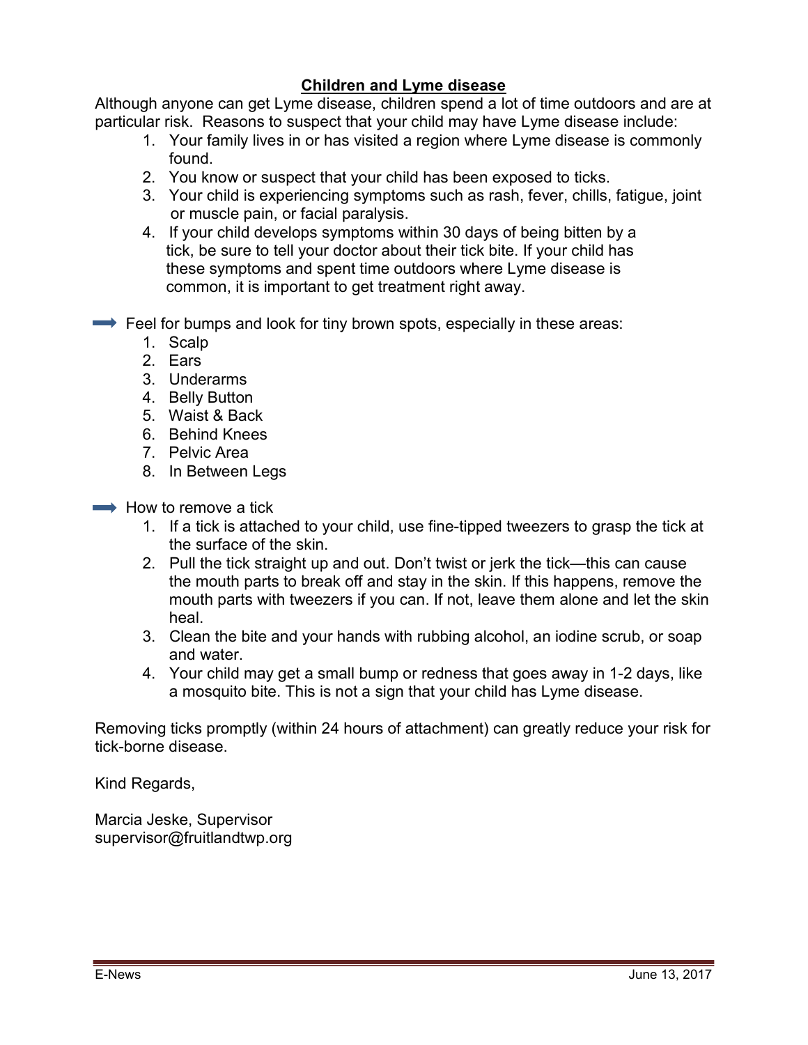## Children and Lyme disease

Although anyone can get Lyme disease, children spend a lot of time outdoors and are at particular risk. Reasons to suspect that your child may have Lyme disease include:

1. Your family lives in or has visited a region where Lyme disease is commonly found.
2. You know or suspect that your child has been exposed to ticks.
3. Your child is experiencing symptoms such as rash, fever, chills, fatigue, joint or muscle pain, or facial paralysis.
4. If your child develops symptoms within 30 days of being bitten by a tick, be sure to tell your doctor about their tick bite. If your child has these symptoms and spent time outdoors where Lyme disease is common, it is important to get treatment right away.

➡ Feel for bumps and look for tiny brown spots, especially in these areas:

1. Scalp
2. Ears
3. Underarms
4. Belly Button
5. Waist & Back
6. Behind Knees
7. Pelvic Area
8. In Between Legs

➡ How to remove a tick

1. If a tick is attached to your child, use fine-tipped tweezers to grasp the tick at the surface of the skin.
2. Pull the tick straight up and out. Don't twist or jerk the tick—this can cause the mouth parts to break off and stay in the skin. If this happens, remove the mouth parts with tweezers if you can. If not, leave them alone and let the skin heal.
3. Clean the bite and your hands with rubbing alcohol, an iodine scrub, or soap and water.
4. Your child may get a small bump or redness that goes away in 1-2 days, like a mosquito bite. This is not a sign that your child has Lyme disease.

Removing ticks promptly (within 24 hours of attachment) can greatly reduce your risk for tick-borne disease.

Kind Regards,

Marcia Jeske, Supervisor
supervisor@fruitlandtwp.org